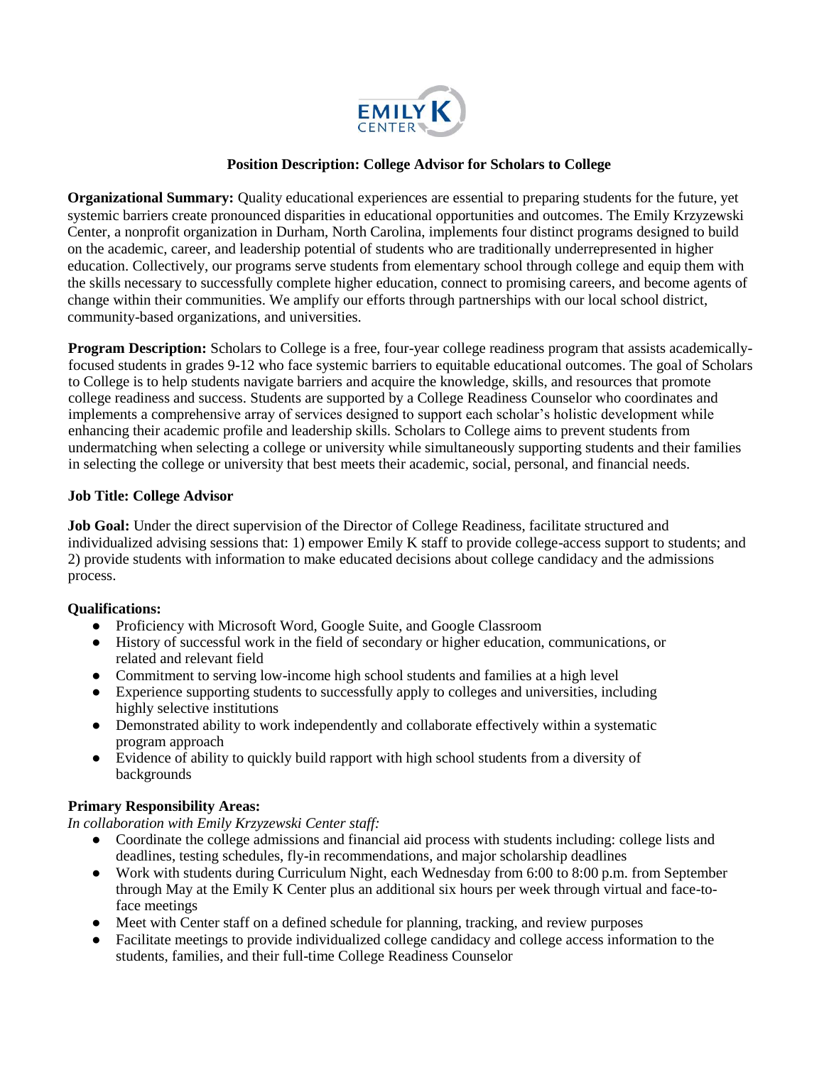EMILY K CENTER

## Position Description: College Advisor for Scholars to College

**Organizational Summary:** Quality educational experiences are essential to preparing students for the future, yet systemic barriers create pronounced disparities in educational opportunities and outcomes. The Emily Krzyzewski Center, a nonprofit organization in Durham, North Carolina, implements four distinct programs designed to build on the academic, career, and leadership potential of students who are traditionally underrepresented in higher education. Collectively, our programs serve students from elementary school through college and equip them with the skills necessary to successfully complete higher education, connect to promising careers, and become agents of change within their communities. We amplify our efforts through partnerships with our local school district, community-based organizations, and universities.

**Program Description:** Scholars to College is a free, four-year college readiness program that assists academically-focused students in grades 9-12 who face systemic barriers to equitable educational outcomes. The goal of Scholars to College is to help students navigate barriers and acquire the knowledge, skills, and resources that promote college readiness and success. Students are supported by a College Readiness Counselor who coordinates and implements a comprehensive array of services designed to support each scholar's holistic development while enhancing their academic profile and leadership skills. Scholars to College aims to prevent students from undermatching when selecting a college or university while simultaneously supporting students and their families in selecting the college or university that best meets their academic, social, personal, and financial needs.

**Job Title: College Advisor**

**Job Goal:** Under the direct supervision of the Director of College Readiness, facilitate structured and individualized advising sessions that: 1) empower Emily K staff to provide college-access support to students; and 2) provide students with information to make educated decisions about college candidacy and the admissions process.

**Qualifications:**

- Proficiency with Microsoft Word, Google Suite, and Google Classroom
- History of successful work in the field of secondary or higher education, communications, or related and relevant field
- Commitment to serving low-income high school students and families at a high level
- Experience supporting students to successfully apply to colleges and universities, including highly selective institutions
- Demonstrated ability to work independently and collaborate effectively within a systematic program approach
- Evidence of ability to quickly build rapport with high school students from a diversity of backgrounds

**Primary Responsibility Areas:**

*In collaboration with Emily Krzyzewski Center staff:*

- Coordinate the college admissions and financial aid process with students including: college lists and deadlines, testing schedules, fly-in recommendations, and major scholarship deadlines
- Work with students during Curriculum Night, each Wednesday from 6:00 to 8:00 p.m. from September through May at the Emily K Center plus an additional six hours per week through virtual and face-to-face meetings
- Meet with Center staff on a defined schedule for planning, tracking, and review purposes
- Facilitate meetings to provide individualized college candidacy and college access information to the students, families, and their full-time College Readiness Counselor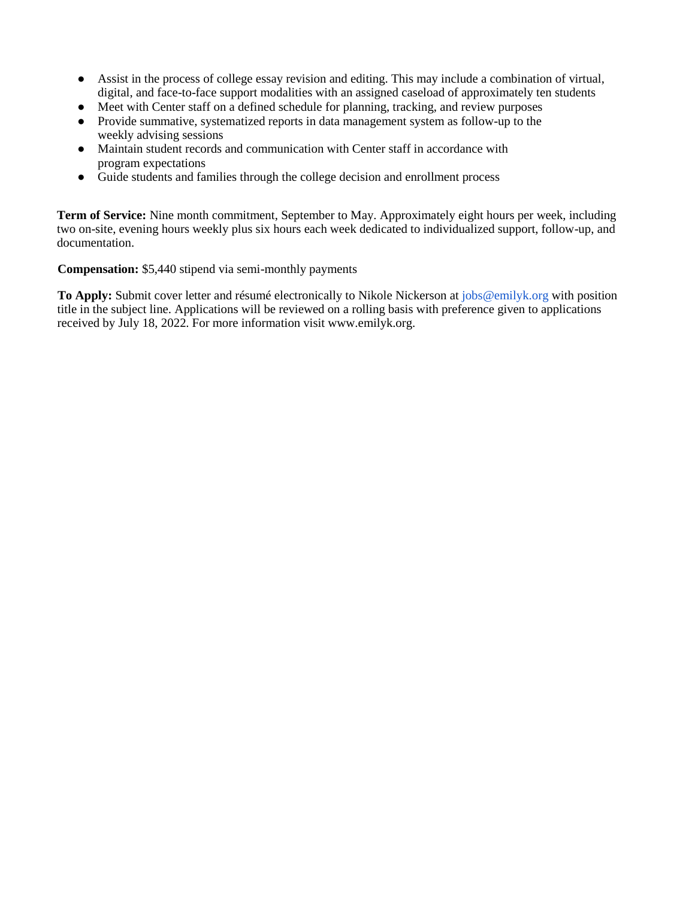- Assist in the process of college essay revision and editing. This may include a combination of virtual, digital, and face-to-face support modalities with an assigned caseload of approximately ten students
- Meet with Center staff on a defined schedule for planning, tracking, and review purposes
- Provide summative, systematized reports in data management system as follow-up to the weekly advising sessions
- Maintain student records and communication with Center staff in accordance with program expectations
- Guide students and families through the college decision and enrollment process

**Term of Service:** Nine month commitment, September to May. Approximately eight hours per week, including two on-site, evening hours weekly plus six hours each week dedicated to individualized support, follow-up, and documentation.

**Compensation:** $5,440 stipend via semi-monthly payments

**To Apply:** Submit cover letter and résumé electronically to Nikole Nickerson at jobs@emilyk.org with position title in the subject line. Applications will be reviewed on a rolling basis with preference given to applications received by July 18, 2022. For more information visit www.emilyk.org.